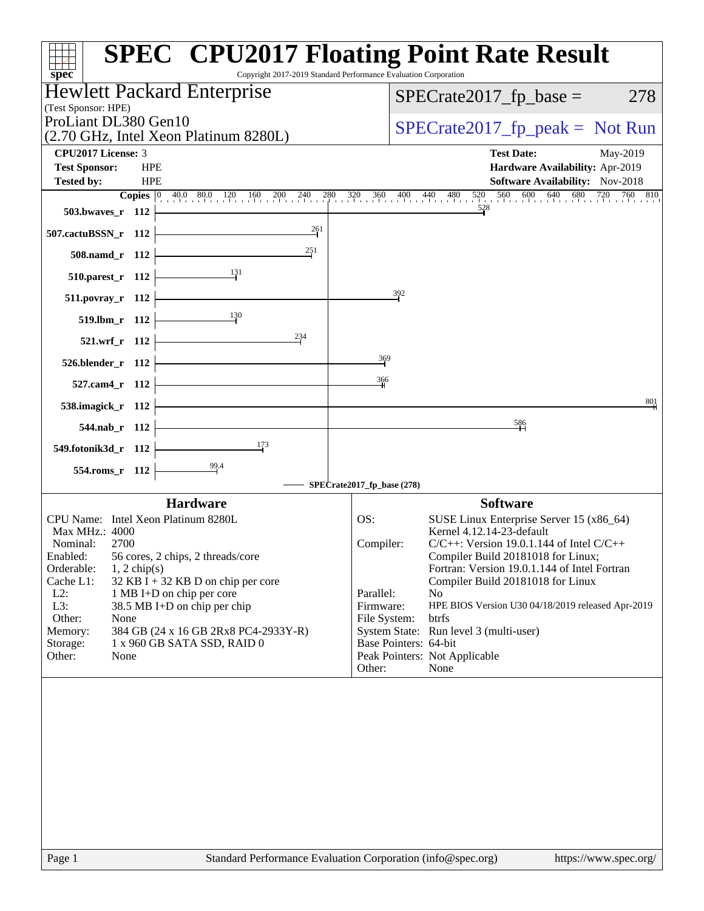# SPEC CPU2017 Floating Point Rate Result

Copyright 2017-2019 Standard Performance Evaluation Corporation

**Hewlett Packard Enterprise**
(Test Sponsor: HPE)
ProLiant DL380 Gen10
(2.70 GHz, Intel Xeon Platinum 8280L)

SPECrate2017_fp_base = 278

SPECrate2017_fp_peak = Not Run

| | | | |
|---|---|---|---|
| **CPU2017 License:** | 3 | **Test Date:** | May-2019 |
| **Test Sponsor:** | HPE | **Hardware Availability:** | Apr-2019 |
| **Tested by:** | HPE | **Software Availability:** | Nov-2018 |

| Benchmark | Copies | SPECrate2017_fp_base (278) |
|---|---|---|
| 503.bwaves_r | 112 | 528 |
| 507.cactuBSSN_r | 112 | 261 |
| 508.namd_r | 112 | 251 |
| 510.parest_r | 112 | 131 |
| 511.povray_r | 112 | 392 |
| 519.lbm_r | 112 | 130 |
| 521.wrf_r | 112 | 234 |
| 526.blender_r | 112 | 369 |
| 527.cam4_r | 112 | 366 |
| 538.imagick_r | 112 | 801 |
| 544.nab_r | 112 | 586 |
| 549.fotonik3d_r | 112 | 173 |
| 554.roms_r | 112 | 99.4 |

## Hardware

| | |
|---|---|
| CPU Name: | Intel Xeon Platinum 8280L |
| Max MHz.: | 4000 |
| Nominal: | 2700 |
| Enabled: | 56 cores, 2 chips, 2 threads/core |
| Orderable: | 1, 2 chip(s) |
| Cache L1: | 32 KB I + 32 KB D on chip per core |
| L2: | 1 MB I+D on chip per core |
| L3: | 38.5 MB I+D on chip per chip |
| Other: | None |
| Memory: | 384 GB (24 x 16 GB 2Rx8 PC4-2933Y-R) |
| Storage: | 1 x 960 GB SATA SSD, RAID 0 |
| Other: | None |

## Software

| | |
|---|---|
| OS: | SUSE Linux Enterprise Server 15 (x86_64) Kernel 4.12.14-23-default |
| Compiler: | C/C++: Version 19.0.1.144 of Intel C/C++ Compiler Build 20181018 for Linux; Fortran: Version 19.0.1.144 of Intel Fortran Compiler Build 20181018 for Linux |
| Parallel: | No |
| Firmware: | HPE BIOS Version U30 04/18/2019 released Apr-2019 |
| File System: | btrfs |
| System State: | Run level 3 (multi-user) |
| Base Pointers: | 64-bit |
| Peak Pointers: | Not Applicable |
| Other: | None |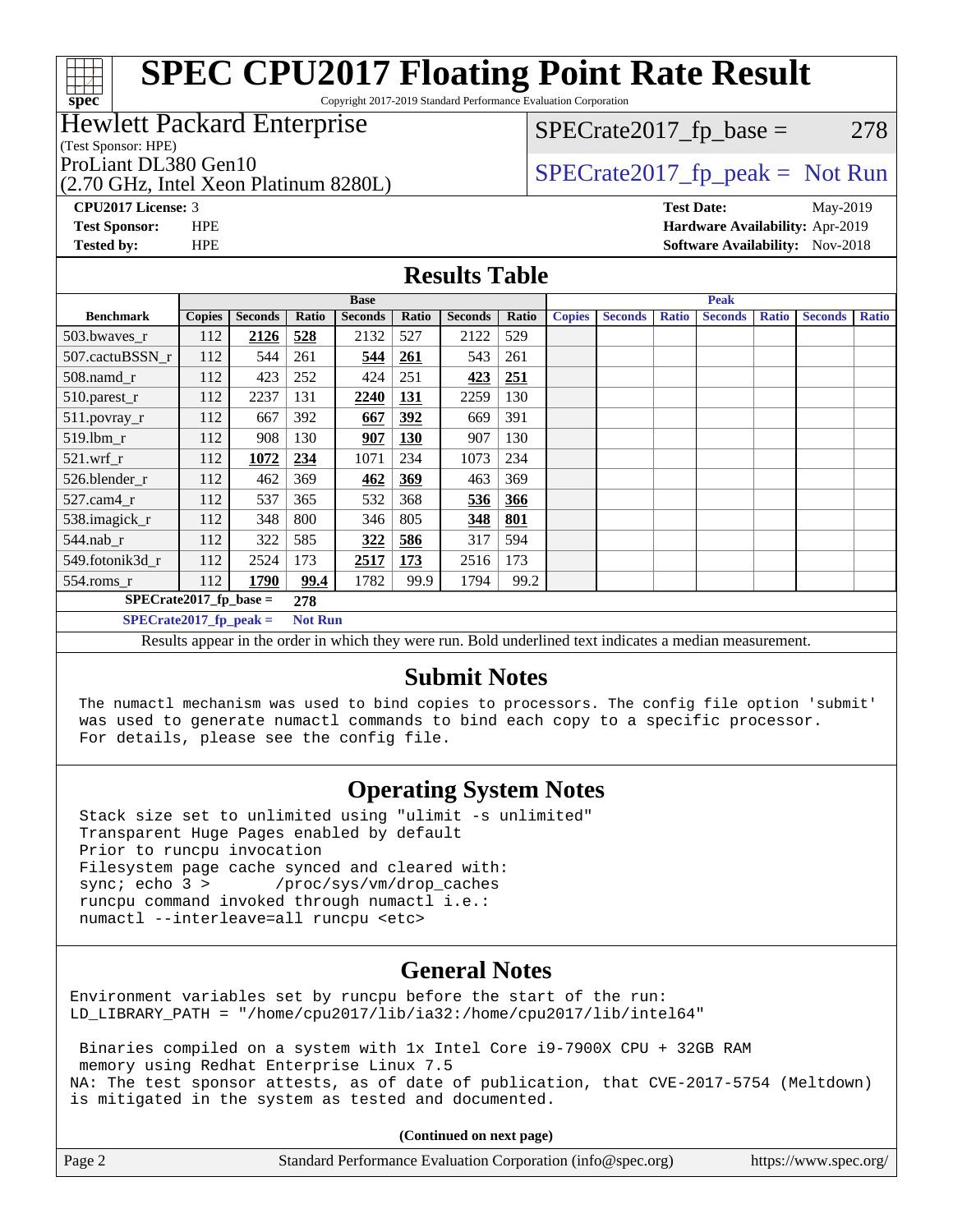# SPEC CPU2017 Floating Point Rate Result

Copyright 2017-2019 Standard Performance Evaluation Corporation

**Hewlett Packard Enterprise**
(Test Sponsor: HPE)

ProLiant DL380 Gen10
(2.70 GHz, Intel Xeon Platinum 8280L)

SPECrate2017_fp_base = 278

SPECrate2017_fp_peak = Not Run

**CPU2017 License:** 3
**Test Sponsor:** HPE
**Tested by:** HPE

**Test Date:** May-2019
**Hardware Availability:** Apr-2019
**Software Availability:** Nov-2018

## Results Table

| Benchmark | Base | | | | | | | Peak | | | | | | |
|---|---|---|---|---|---|---|---|---|---|---|---|---|---|---|
| | Copies | Seconds | Ratio | Seconds | Ratio | Seconds | Ratio | Copies | Seconds | Ratio | Seconds | Ratio | Seconds | Ratio |
| 503.bwaves_r | 112 | **2126** | **528** | 2132 | 527 | 2122 | 529 | | | | | | | |
| 507.cactuBSSN_r | 112 | 544 | 261 | **544** | **261** | 543 | 261 | | | | | | | |
| 508.namd_r | 112 | 423 | 252 | 424 | 251 | **423** | **251** | | | | | | | |
| 510.parest_r | 112 | 2237 | 131 | **2240** | **131** | 2259 | 130 | | | | | | | |
| 511.povray_r | 112 | 667 | 392 | **667** | **392** | 669 | 391 | | | | | | | |
| 519.lbm_r | 112 | 908 | 130 | **907** | **130** | 907 | 130 | | | | | | | |
| 521.wrf_r | 112 | **1072** | **234** | 1071 | 234 | 1073 | 234 | | | | | | | |
| 526.blender_r | 112 | 462 | 369 | **462** | **369** | 463 | 369 | | | | | | | |
| 527.cam4_r | 112 | 537 | 365 | 532 | 368 | **536** | **366** | | | | | | | |
| 538.imagick_r | 112 | 348 | 800 | 346 | 805 | **348** | **801** | | | | | | | |
| 544.nab_r | 112 | 322 | 585 | **322** | **586** | 317 | 594 | | | | | | | |
| 549.fotonik3d_r | 112 | 2524 | 173 | **2517** | **173** | 2516 | 173 | | | | | | | |
| 554.roms_r | 112 | **1790** | **99.4** | 1782 | 99.9 | 1794 | 99.2 | | | | | | | |

**SPECrate2017_fp_base = 278**

**SPECrate2017_fp_peak = Not Run**

Results appear in the order in which they were run. Bold underlined text indicates a median measurement.

## Submit Notes

```
The numactl mechanism was used to bind copies to processors. The config file option 'submit'
was used to generate numactl commands to bind each copy to a specific processor.
For details, please see the config file.
```

## Operating System Notes

```
Stack size set to unlimited using "ulimit -s unlimited"
Transparent Huge Pages enabled by default
Prior to runcpu invocation
Filesystem page cache synced and cleared with:
sync; echo 3 >       /proc/sys/vm/drop_caches
runcpu command invoked through numactl i.e.:
numactl --interleave=all runcpu <etc>
```

## General Notes

```
Environment variables set by runcpu before the start of the run:
LD_LIBRARY_PATH = "/home/cpu2017/lib/ia32:/home/cpu2017/lib/intel64"

 Binaries compiled on a system with 1x Intel Core i9-7900X CPU + 32GB RAM
 memory using Redhat Enterprise Linux 7.5
NA: The test sponsor attests, as of date of publication, that CVE-2017-5754 (Meltdown)
is mitigated in the system as tested and documented.
```

**(Continued on next page)**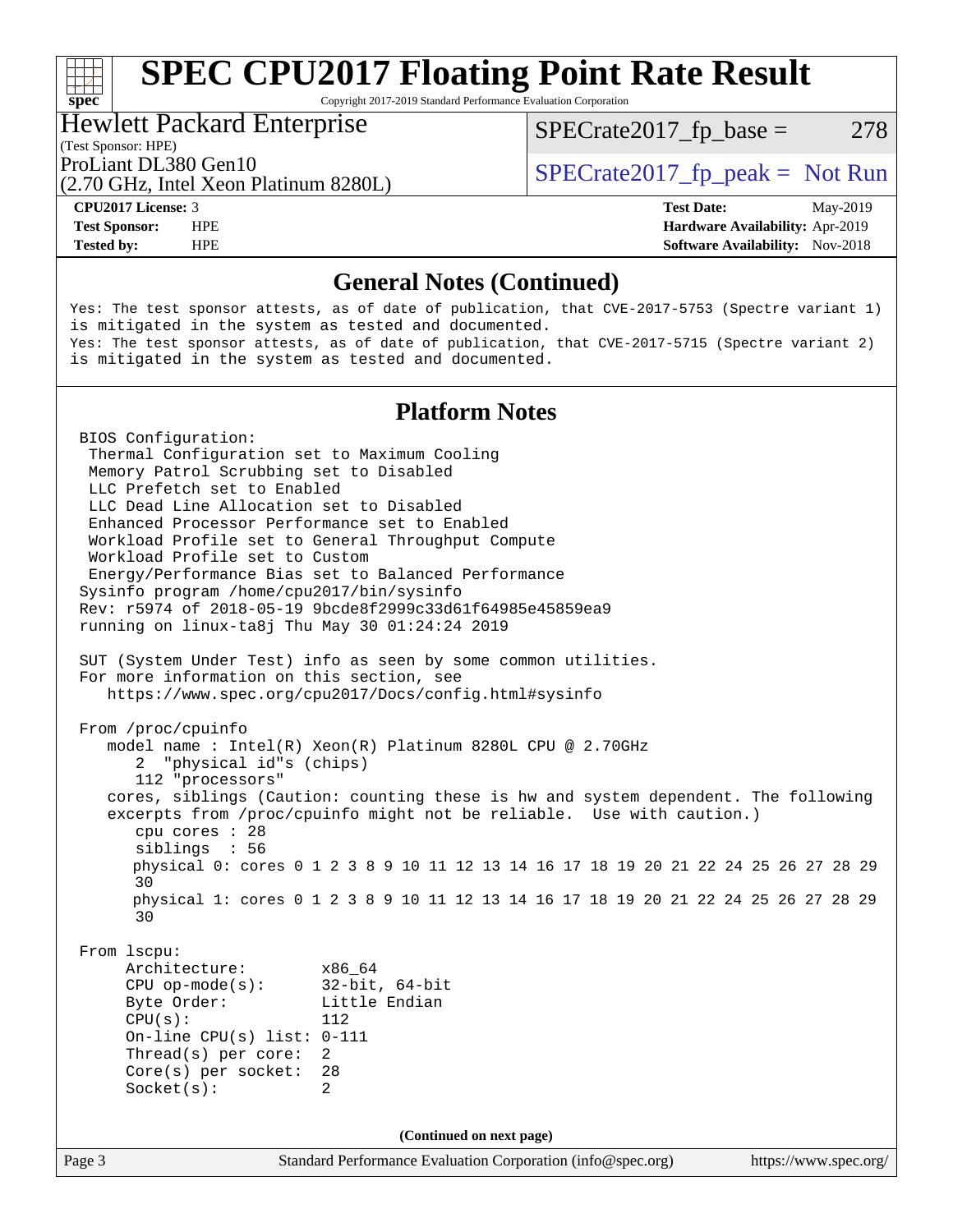## General Notes (Continued)

Yes: The test sponsor attests, as of date of publication, that CVE-2017-5753 (Spectre variant 1) is mitigated in the system as tested and documented.
Yes: The test sponsor attests, as of date of publication, that CVE-2017-5715 (Spectre variant 2) is mitigated in the system as tested and documented.

## Platform Notes

```
BIOS Configuration:
 Thermal Configuration set to Maximum Cooling
 Memory Patrol Scrubbing set to Disabled
 LLC Prefetch set to Enabled
 LLC Dead Line Allocation set to Disabled
 Enhanced Processor Performance set to Enabled
 Workload Profile set to General Throughput Compute
 Workload Profile set to Custom
 Energy/Performance Bias set to Balanced Performance
Sysinfo program /home/cpu2017/bin/sysinfo
Rev: r5974 of 2018-05-19 9bcde8f2999c33d61f64985e45859ea9
running on linux-ta8j Thu May 30 01:24:24 2019

SUT (System Under Test) info as seen by some common utilities.
For more information on this section, see
   https://www.spec.org/cpu2017/Docs/config.html#sysinfo

From /proc/cpuinfo
   model name : Intel(R) Xeon(R) Platinum 8280L CPU @ 2.70GHz
      2  "physical id"s (chips)
      112 "processors"
   cores, siblings (Caution: counting these is hw and system dependent. The following
   excerpts from /proc/cpuinfo might not be reliable.  Use with caution.)
      cpu cores : 28
      siblings  : 56
      physical 0: cores 0 1 2 3 8 9 10 11 12 13 14 16 17 18 19 20 21 22 24 25 26 27 28 29
      30
      physical 1: cores 0 1 2 3 8 9 10 11 12 13 14 16 17 18 19 20 21 22 24 25 26 27 28 29
      30

From lscpu:
     Architecture:        x86_64
     CPU op-mode(s):      32-bit, 64-bit
     Byte Order:          Little Endian
     CPU(s):              112
     On-line CPU(s) list: 0-111
     Thread(s) per core:  2
     Core(s) per socket:  28
     Socket(s):           2
```

(Continued on next page)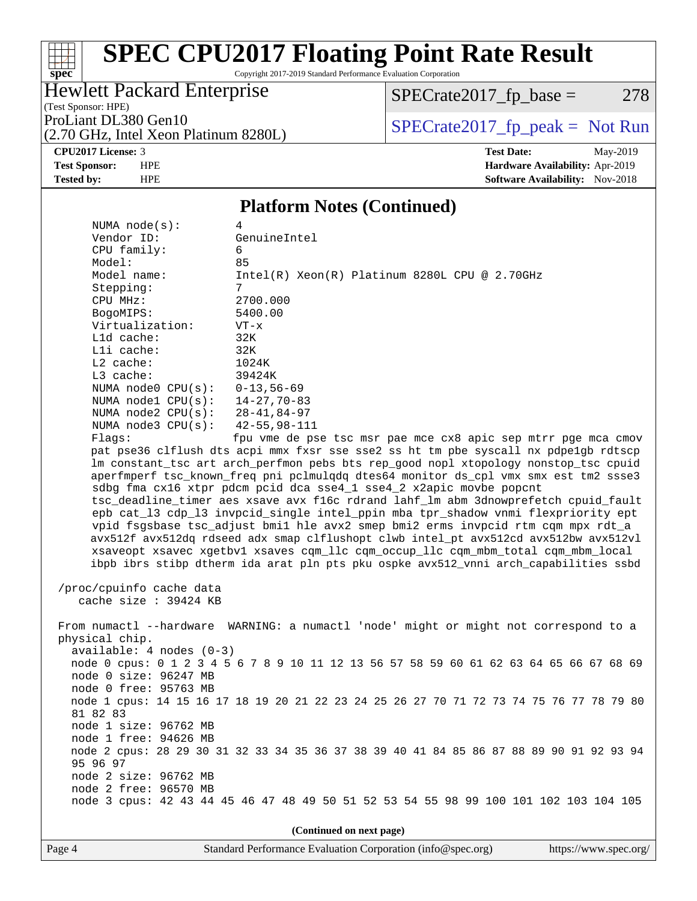## Platform Notes (Continued)

```
     NUMA node(s):          4
     Vendor ID:             GenuineIntel
     CPU family:            6
     Model:                 85
     Model name:            Intel(R) Xeon(R) Platinum 8280L CPU @ 2.70GHz
     Stepping:              7
     CPU MHz:               2700.000
     BogoMIPS:              5400.00
     Virtualization:        VT-x
     L1d cache:             32K
     L1i cache:             32K
     L2 cache:              1024K
     L3 cache:              39424K
     NUMA node0 CPU(s):     0-13,56-69
     NUMA node1 CPU(s):     14-27,70-83
     NUMA node2 CPU(s):     28-41,84-97
     NUMA node3 CPU(s):     42-55,98-111
     Flags:                 fpu vme de pse tsc msr pae mce cx8 apic sep mtrr pge mca cmov
     pat pse36 clflush dts acpi mmx fxsr sse sse2 ss ht tm pbe syscall nx pdpe1gb rdtscp
     lm constant_tsc art arch_perfmon pebs bts rep_good nopl xtopology nonstop_tsc cpuid
     aperfmperf tsc_known_freq pni pclmulqdq dtes64 monitor ds_cpl vmx smx est tm2 ssse3
     sdbg fma cx16 xtpr pdcm pcid dca sse4_1 sse4_2 x2apic movbe popcnt
     tsc_deadline_timer aes xsave avx f16c rdrand lahf_lm abm 3dnowprefetch cpuid_fault
     epb cat_l3 cdp_l3 invpcid_single intel_ppin mba tpr_shadow vnmi flexpriority ept
     vpid fsgsbase tsc_adjust bmi1 hle avx2 smep bmi2 erms invpcid rtm cqm mpx rdt_a
     avx512f avx512dq rdseed adx smap clflushopt clwb intel_pt avx512cd avx512bw avx512vl
     xsaveopt xsavec xgetbv1 xsaves cqm_llc cqm_occup_llc cqm_mbm_total cqm_mbm_local
     ibpb ibrs stibp dtherm ida arat pln pts pku ospke avx512_vnni arch_capabilities ssbd

 /proc/cpuinfo cache data
    cache size : 39424 KB

 From numactl --hardware  WARNING: a numactl 'node' might or might not correspond to a
 physical chip.
   available: 4 nodes (0-3)
   node 0 cpus: 0 1 2 3 4 5 6 7 8 9 10 11 12 13 56 57 58 59 60 61 62 63 64 65 66 67 68 69
   node 0 size: 96247 MB
   node 0 free: 95763 MB
   node 1 cpus: 14 15 16 17 18 19 20 21 22 23 24 25 26 27 70 71 72 73 74 75 76 77 78 79 80
   81 82 83
   node 1 size: 96762 MB
   node 1 free: 94626 MB
   node 2 cpus: 28 29 30 31 32 33 34 35 36 37 38 39 40 41 84 85 86 87 88 89 90 91 92 93 94
   95 96 97
   node 2 size: 96762 MB
   node 2 free: 96570 MB
   node 3 cpus: 42 43 44 45 46 47 48 49 50 51 52 53 54 55 98 99 100 101 102 103 104 105
```

(Continued on next page)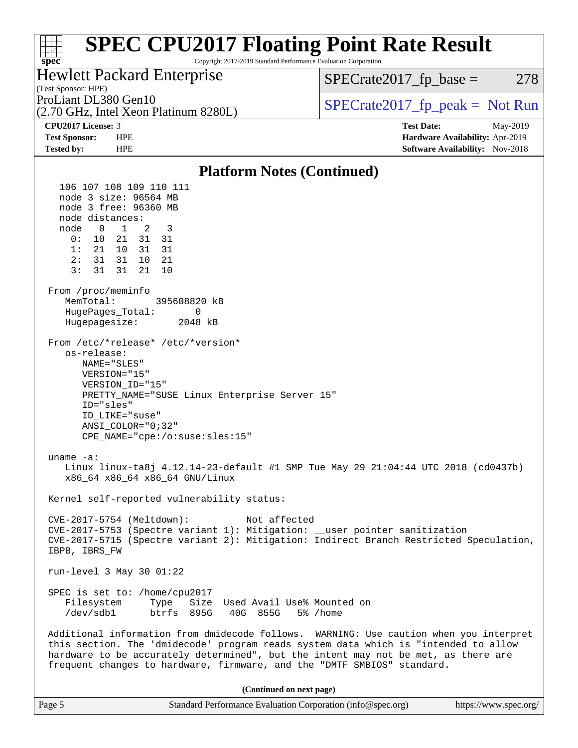# SPEC CPU2017 Floating Point Rate Result

Copyright 2017-2019 Standard Performance Evaluation Corporation

**Hewlett Packard Enterprise**
(Test Sponsor: HPE)
ProLiant DL380 Gen10
(2.70 GHz, Intel Xeon Platinum 8280L)

SPECrate2017_fp_base = 278

SPECrate2017_fp_peak = Not Run

| | | | |
|---|---|---|---|
| **CPU2017 License:** | 3 | **Test Date:** | May-2019 |
| **Test Sponsor:** | HPE | **Hardware Availability:** | Apr-2019 |
| **Tested by:** | HPE | **Software Availability:** | Nov-2018 |

## Platform Notes (Continued)

```
   106 107 108 109 110 111
   node 3 size: 96564 MB
   node 3 free: 96360 MB
   node distances:
   node   0   1   2   3
     0:  10  21  31  31
     1:  21  10  31  31
     2:  31  31  10  21
     3:  31  31  21  10

 From /proc/meminfo
    MemTotal:       395608820 kB
    HugePages_Total:       0
    Hugepagesize:       2048 kB

 From /etc/*release* /etc/*version*
    os-release:
       NAME="SLES"
       VERSION="15"
       VERSION_ID="15"
       PRETTY_NAME="SUSE Linux Enterprise Server 15"
       ID="sles"
       ID_LIKE="suse"
       ANSI_COLOR="0;32"
       CPE_NAME="cpe:/o:suse:sles:15"

 uname -a:
    Linux linux-ta8j 4.12.14-23-default #1 SMP Tue May 29 21:04:44 UTC 2018 (cd0437b)
    x86_64 x86_64 x86_64 GNU/Linux

 Kernel self-reported vulnerability status:

 CVE-2017-5754 (Meltdown):          Not affected
 CVE-2017-5753 (Spectre variant 1): Mitigation: __user pointer sanitization
 CVE-2017-5715 (Spectre variant 2): Mitigation: Indirect Branch Restricted Speculation,
 IBPB, IBRS_FW

 run-level 3 May 30 01:22

 SPEC is set to: /home/cpu2017
    Filesystem     Type   Size  Used Avail Use% Mounted on
    /dev/sdb1      btrfs  895G   40G  855G   5% /home

 Additional information from dmidecode follows.  WARNING: Use caution when you interpret
 this section. The 'dmidecode' program reads system data which is "intended to allow
 hardware to be accurately determined", but the intent may not be met, as there are
 frequent changes to hardware, firmware, and the "DMTF SMBIOS" standard.
```

**(Continued on next page)**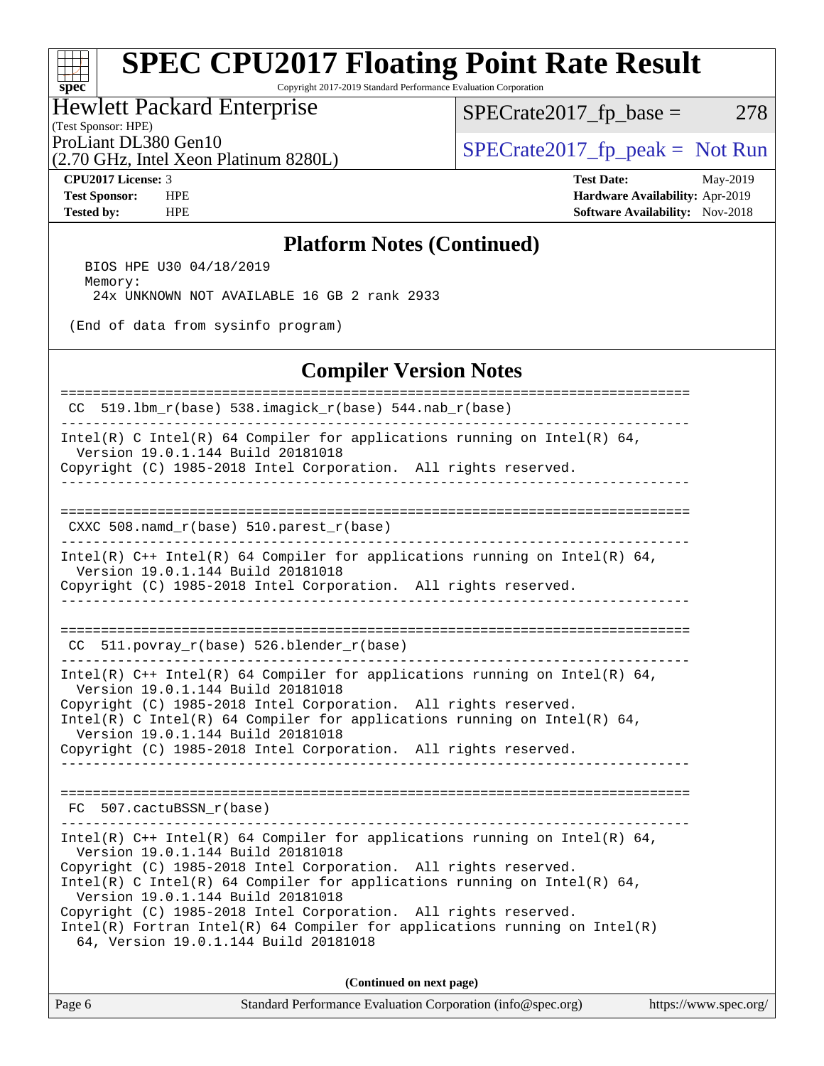# SPEC CPU2017 Floating Point Rate Result

Copyright 2017-2019 Standard Performance Evaluation Corporation

**Hewlett Packard Enterprise**
(Test Sponsor: HPE)
ProLiant DL380 Gen10
(2.70 GHz, Intel Xeon Platinum 8280L)

SPECrate2017_fp_base = 278

SPECrate2017_fp_peak = Not Run

**CPU2017 License:** 3
**Test Sponsor:** HPE
**Tested by:** HPE

**Test Date:** May-2019
**Hardware Availability:** Apr-2019
**Software Availability:** Nov-2018

## Platform Notes (Continued)

```
    BIOS HPE U30 04/18/2019
    Memory:
     24x UNKNOWN NOT AVAILABLE 16 GB 2 rank 2933

  (End of data from sysinfo program)
```

## Compiler Version Notes

```
==============================================================================
 CC  519.lbm_r(base) 538.imagick_r(base) 544.nab_r(base)
------------------------------------------------------------------------------
Intel(R) C Intel(R) 64 Compiler for applications running on Intel(R) 64,
  Version 19.0.1.144 Build 20181018
Copyright (C) 1985-2018 Intel Corporation.  All rights reserved.
------------------------------------------------------------------------------

==============================================================================
 CXXC 508.namd_r(base) 510.parest_r(base)
------------------------------------------------------------------------------
Intel(R) C++ Intel(R) 64 Compiler for applications running on Intel(R) 64,
  Version 19.0.1.144 Build 20181018
Copyright (C) 1985-2018 Intel Corporation.  All rights reserved.
------------------------------------------------------------------------------

==============================================================================
 CC  511.povray_r(base) 526.blender_r(base)
------------------------------------------------------------------------------
Intel(R) C++ Intel(R) 64 Compiler for applications running on Intel(R) 64,
  Version 19.0.1.144 Build 20181018
Copyright (C) 1985-2018 Intel Corporation.  All rights reserved.
Intel(R) C Intel(R) 64 Compiler for applications running on Intel(R) 64,
  Version 19.0.1.144 Build 20181018
Copyright (C) 1985-2018 Intel Corporation.  All rights reserved.
------------------------------------------------------------------------------

==============================================================================
 FC  507.cactuBSSN_r(base)
------------------------------------------------------------------------------
Intel(R) C++ Intel(R) 64 Compiler for applications running on Intel(R) 64,
  Version 19.0.1.144 Build 20181018
Copyright (C) 1985-2018 Intel Corporation.  All rights reserved.
Intel(R) C Intel(R) 64 Compiler for applications running on Intel(R) 64,
  Version 19.0.1.144 Build 20181018
Copyright (C) 1985-2018 Intel Corporation.  All rights reserved.
Intel(R) Fortran Intel(R) 64 Compiler for applications running on Intel(R)
  64, Version 19.0.1.144 Build 20181018
```

**(Continued on next page)**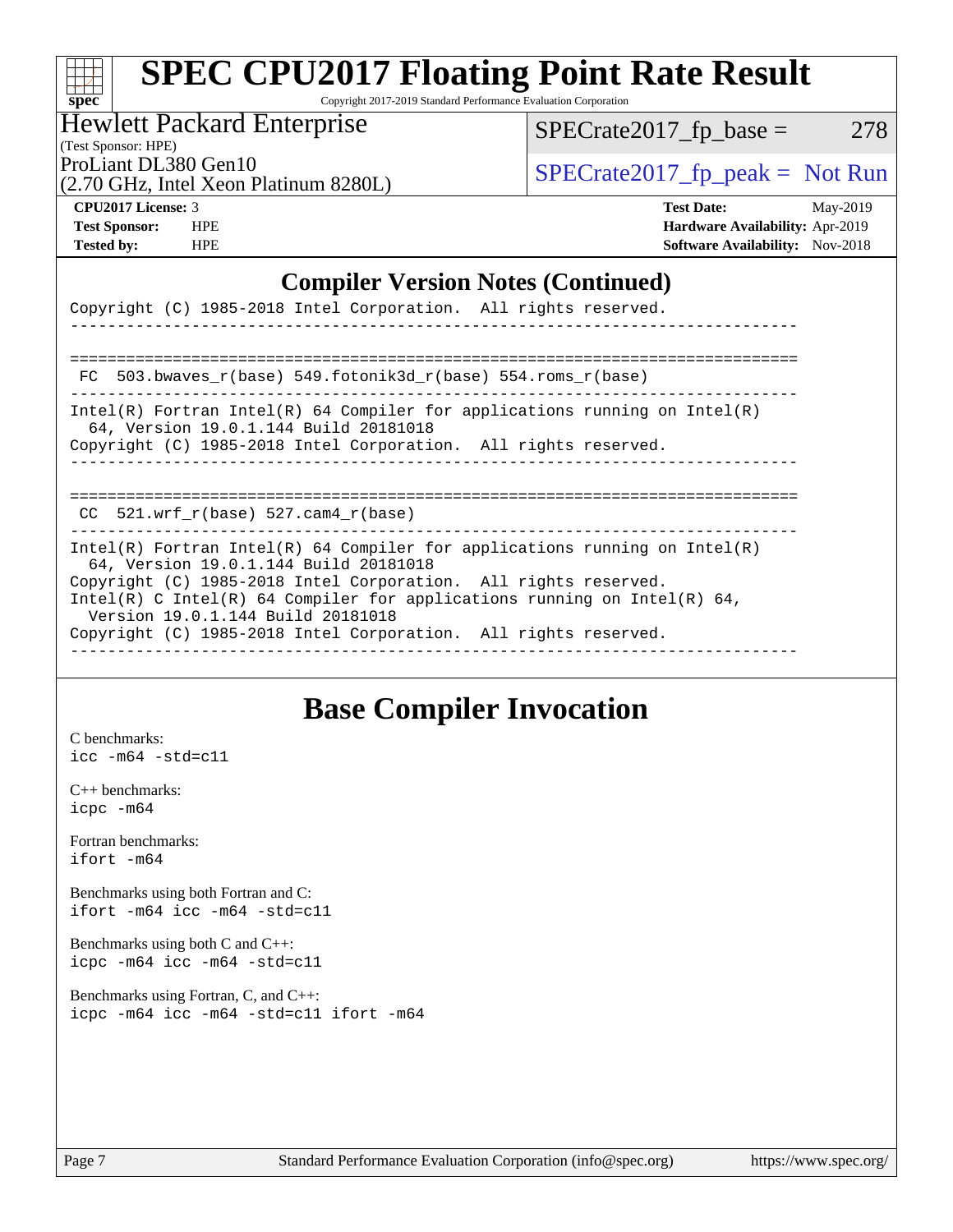## Compiler Version Notes (Continued)

```
Copyright (C) 1985-2018 Intel Corporation.  All rights reserved.
------------------------------------------------------------------------------

==============================================================================
 FC  503.bwaves_r(base) 549.fotonik3d_r(base) 554.roms_r(base)
------------------------------------------------------------------------------
Intel(R) Fortran Intel(R) 64 Compiler for applications running on Intel(R)
  64, Version 19.0.1.144 Build 20181018
Copyright (C) 1985-2018 Intel Corporation.  All rights reserved.
------------------------------------------------------------------------------

==============================================================================
 CC  521.wrf_r(base) 527.cam4_r(base)
------------------------------------------------------------------------------
Intel(R) Fortran Intel(R) 64 Compiler for applications running on Intel(R)
  64, Version 19.0.1.144 Build 20181018
Copyright (C) 1985-2018 Intel Corporation.  All rights reserved.
Intel(R) C Intel(R) 64 Compiler for applications running on Intel(R) 64,
  Version 19.0.1.144 Build 20181018
Copyright (C) 1985-2018 Intel Corporation.  All rights reserved.
------------------------------------------------------------------------------
```

# Base Compiler Invocation

C benchmarks:
```
icc -m64 -std=c11
```

C++ benchmarks:
```
icpc -m64
```

Fortran benchmarks:
```
ifort -m64
```

Benchmarks using both Fortran and C:
```
ifort -m64 icc -m64 -std=c11
```

Benchmarks using both C and C++:
```
icpc -m64 icc -m64 -std=c11
```

Benchmarks using Fortran, C, and C++:
```
icpc -m64 icc -m64 -std=c11 ifort -m64
```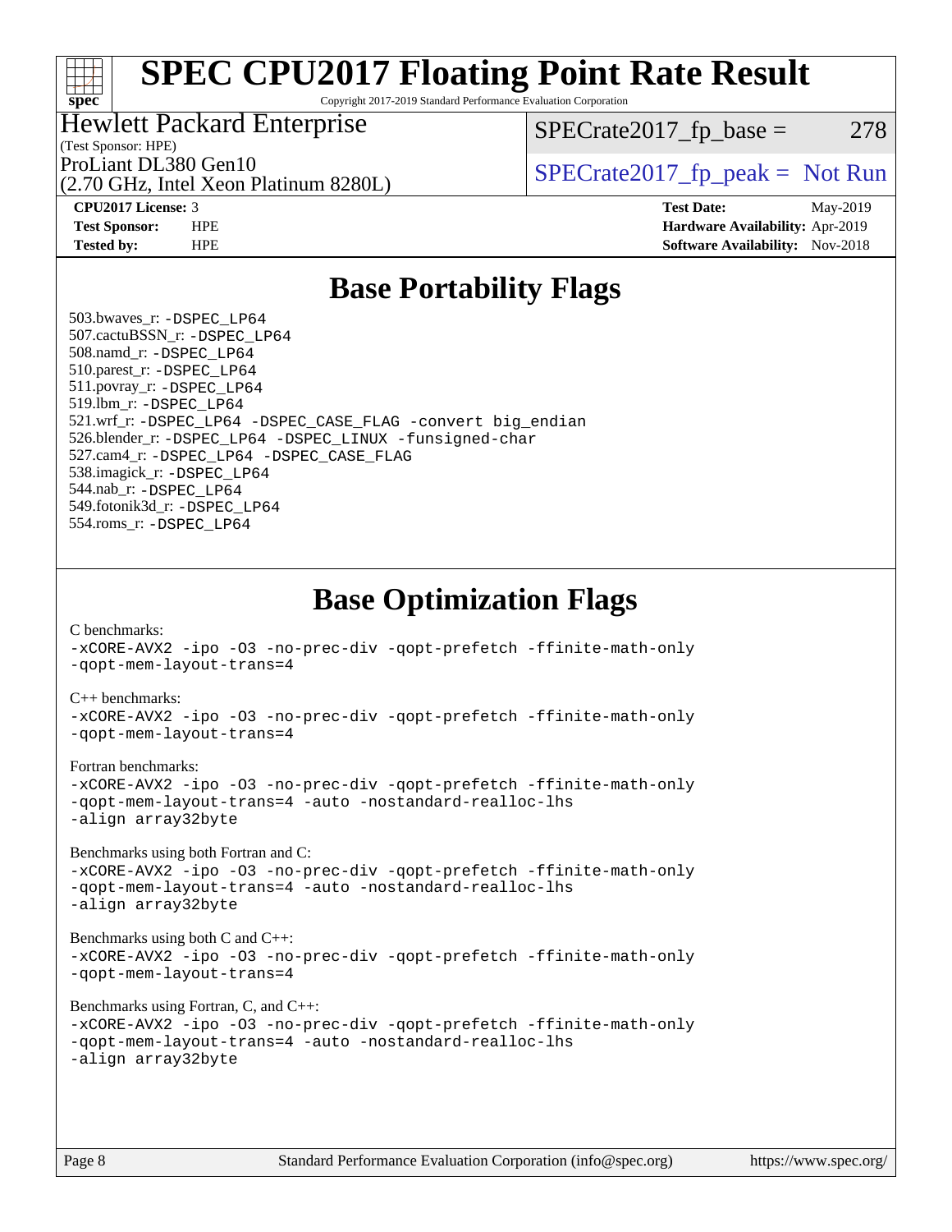# SPEC CPU2017 Floating Point Rate Result

Copyright 2017-2019 Standard Performance Evaluation Corporation

Hewlett Packard Enterprise
(Test Sponsor: HPE)
ProLiant DL380 Gen10
(2.70 GHz, Intel Xeon Platinum 8280L)

SPECrate2017_fp_base = 278

SPECrate2017_fp_peak = Not Run

**CPU2017 License:** 3
**Test Sponsor:** HPE
**Tested by:** HPE

**Test Date:** May-2019
**Hardware Availability:** Apr-2019
**Software Availability:** Nov-2018

## Base Portability Flags

503.bwaves_r: -DSPEC_LP64
507.cactuBSSN_r: -DSPEC_LP64
508.namd_r: -DSPEC_LP64
510.parest_r: -DSPEC_LP64
511.povray_r: -DSPEC_LP64
519.lbm_r: -DSPEC_LP64
521.wrf_r: -DSPEC_LP64 -DSPEC_CASE_FLAG -convert big_endian
526.blender_r: -DSPEC_LP64 -DSPEC_LINUX -funsigned-char
527.cam4_r: -DSPEC_LP64 -DSPEC_CASE_FLAG
538.imagick_r: -DSPEC_LP64
544.nab_r: -DSPEC_LP64
549.fotonik3d_r: -DSPEC_LP64
554.roms_r: -DSPEC_LP64

## Base Optimization Flags

C benchmarks:
-xCORE-AVX2 -ipo -O3 -no-prec-div -qopt-prefetch -ffinite-math-only
-qopt-mem-layout-trans=4

C++ benchmarks:
-xCORE-AVX2 -ipo -O3 -no-prec-div -qopt-prefetch -ffinite-math-only
-qopt-mem-layout-trans=4

Fortran benchmarks:
-xCORE-AVX2 -ipo -O3 -no-prec-div -qopt-prefetch -ffinite-math-only
-qopt-mem-layout-trans=4 -auto -nostandard-realloc-lhs
-align array32byte

Benchmarks using both Fortran and C:
-xCORE-AVX2 -ipo -O3 -no-prec-div -qopt-prefetch -ffinite-math-only
-qopt-mem-layout-trans=4 -auto -nostandard-realloc-lhs
-align array32byte

Benchmarks using both C and C++:
-xCORE-AVX2 -ipo -O3 -no-prec-div -qopt-prefetch -ffinite-math-only
-qopt-mem-layout-trans=4

Benchmarks using Fortran, C, and C++:
-xCORE-AVX2 -ipo -O3 -no-prec-div -qopt-prefetch -ffinite-math-only
-qopt-mem-layout-trans=4 -auto -nostandard-realloc-lhs
-align array32byte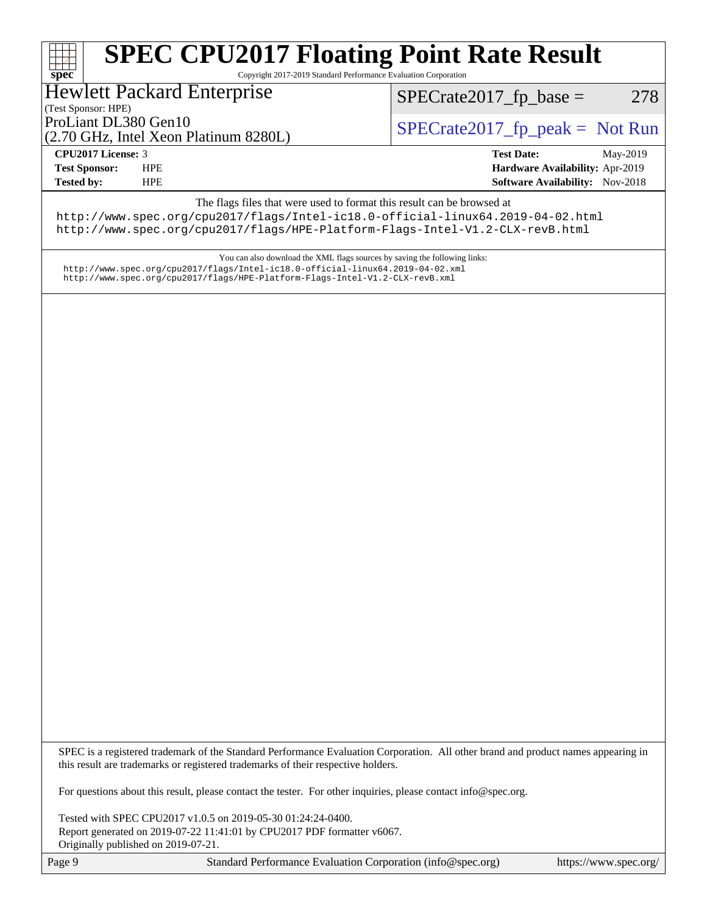The flags files that were used to format this result can be browsed at
http://www.spec.org/cpu2017/flags/Intel-ic18.0-official-linux64.2019-04-02.html
http://www.spec.org/cpu2017/flags/HPE-Platform-Flags-Intel-V1.2-CLX-revB.html

You can also download the XML flags sources by saving the following links:
http://www.spec.org/cpu2017/flags/Intel-ic18.0-official-linux64.2019-04-02.xml
http://www.spec.org/cpu2017/flags/HPE-Platform-Flags-Intel-V1.2-CLX-revB.xml

SPEC is a registered trademark of the Standard Performance Evaluation Corporation. All other brand and product names appearing in this result are trademarks or registered trademarks of their respective holders.

For questions about this result, please contact the tester. For other inquiries, please contact info@spec.org.

Tested with SPEC CPU2017 v1.0.5 on 2019-05-30 01:24:24-0400.
Report generated on 2019-07-22 11:41:01 by CPU2017 PDF formatter v6067.
Originally published on 2019-07-21.